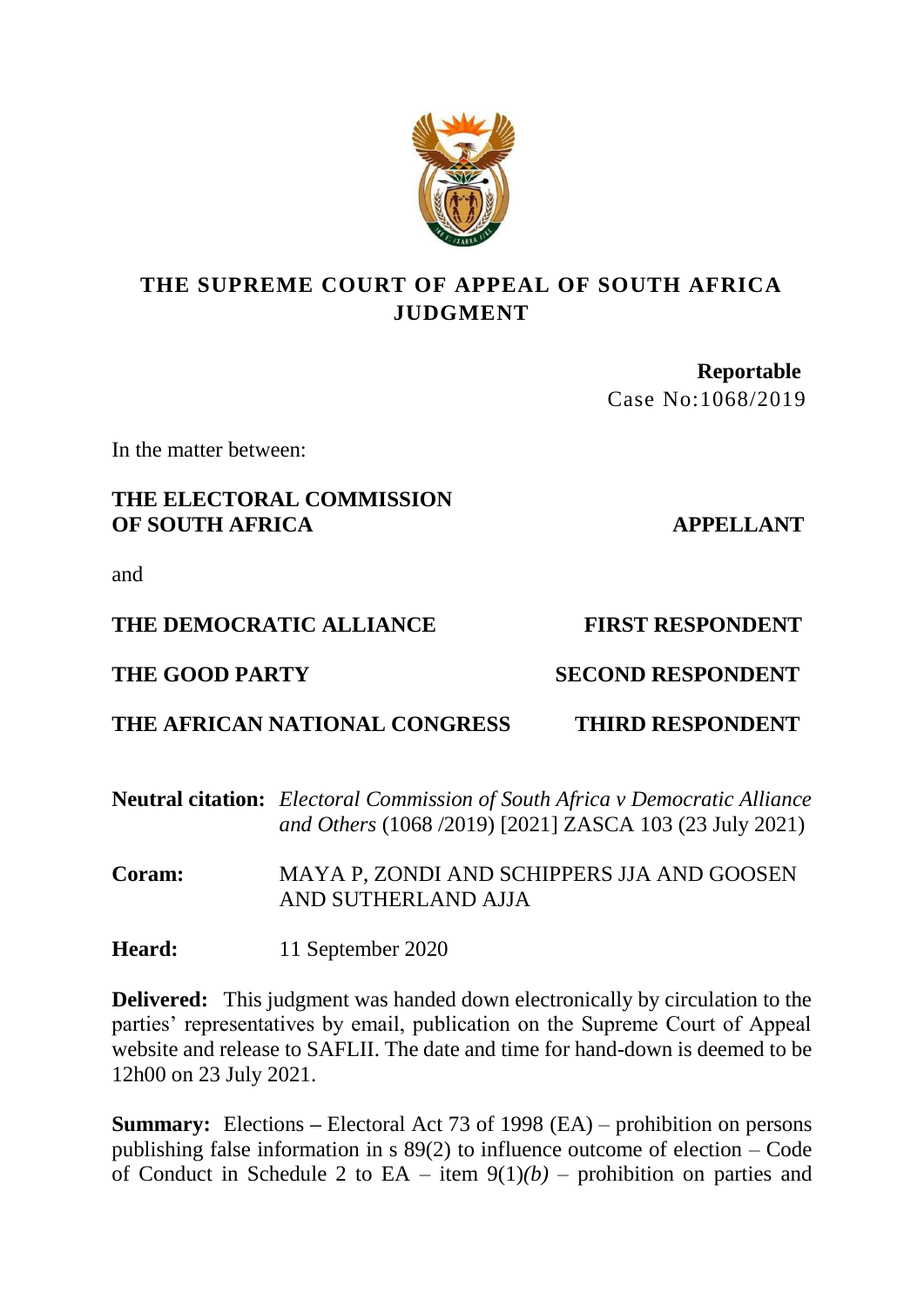# THE SUPREME COURT OF APPEAL OF SOUTH AFRICA JUDGMENT

**Reportable**

Case No:1068/2019

In the matter between:

**THE ELECTORAL COMMISSION OF SOUTH AFRICA** — **APPELLANT**

and

**THE DEMOCRATIC ALLIANCE** — **FIRST RESPONDENT**

**THE GOOD PARTY** — **SECOND RESPONDENT**

**THE AFRICAN NATIONAL CONGRESS** — **THIRD RESPONDENT**

**Neutral citation:** *Electoral Commission of South Africa v Democratic Alliance and Others* (1068 /2019) [2021] ZASCA 103 (23 July 2021)

**Coram:** MAYA P, ZONDI AND SCHIPPERS JJA AND GOOSEN AND SUTHERLAND AJJA

**Heard:** 11 September 2020

**Delivered:** This judgment was handed down electronically by circulation to the parties' representatives by email, publication on the Supreme Court of Appeal website and release to SAFLII. The date and time for hand-down is deemed to be 12h00 on 23 July 2021.

**Summary:** Elections **–** Electoral Act 73 of 1998 (EA) – prohibition on persons publishing false information in s 89(2) to influence outcome of election – Code of Conduct in Schedule 2 to EA – item 9(1)*(b)* – prohibition on parties and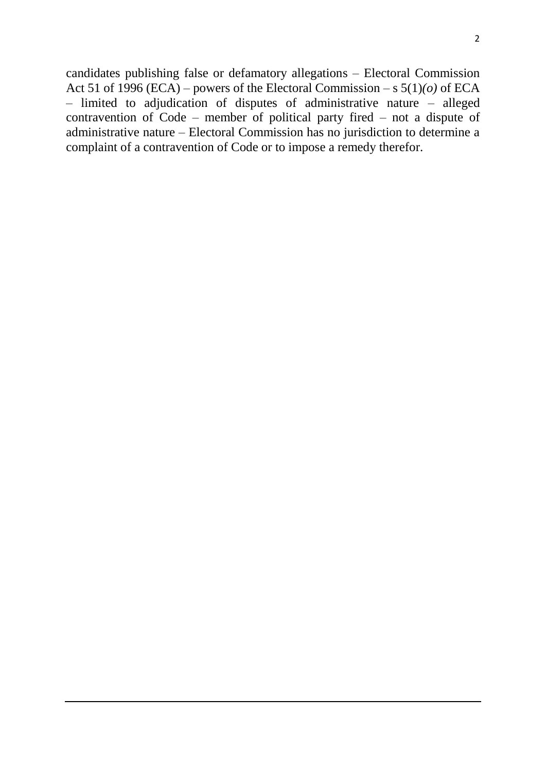candidates publishing false or defamatory allegations – Electoral Commission Act 51 of 1996 (ECA) – powers of the Electoral Commission – s 5(1)*(o)* of ECA – limited to adjudication of disputes of administrative nature – alleged contravention of Code – member of political party fired – not a dispute of administrative nature – Electoral Commission has no jurisdiction to determine a complaint of a contravention of Code or to impose a remedy therefor.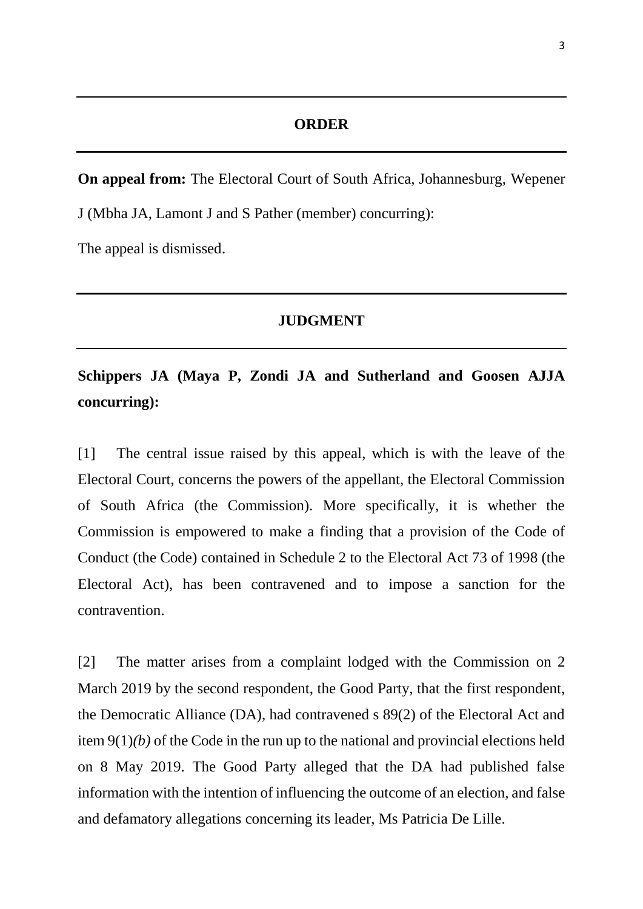## ORDER

**On appeal from:** The Electoral Court of South Africa, Johannesburg, Wepener J (Mbha JA, Lamont J and S Pather (member) concurring):

The appeal is dismissed.

## JUDGMENT

**Schippers JA (Maya P, Zondi JA and Sutherland and Goosen AJJA concurring):**

[1] The central issue raised by this appeal, which is with the leave of the Electoral Court, concerns the powers of the appellant, the Electoral Commission of South Africa (the Commission). More specifically, it is whether the Commission is empowered to make a finding that a provision of the Code of Conduct (the Code) contained in Schedule 2 to the Electoral Act 73 of 1998 (the Electoral Act), has been contravened and to impose a sanction for the contravention.

[2] The matter arises from a complaint lodged with the Commission on 2 March 2019 by the second respondent, the Good Party, that the first respondent, the Democratic Alliance (DA), had contravened s 89(2) of the Electoral Act and item 9(1)*(b)* of the Code in the run up to the national and provincial elections held on 8 May 2019. The Good Party alleged that the DA had published false information with the intention of influencing the outcome of an election, and false and defamatory allegations concerning its leader, Ms Patricia De Lille.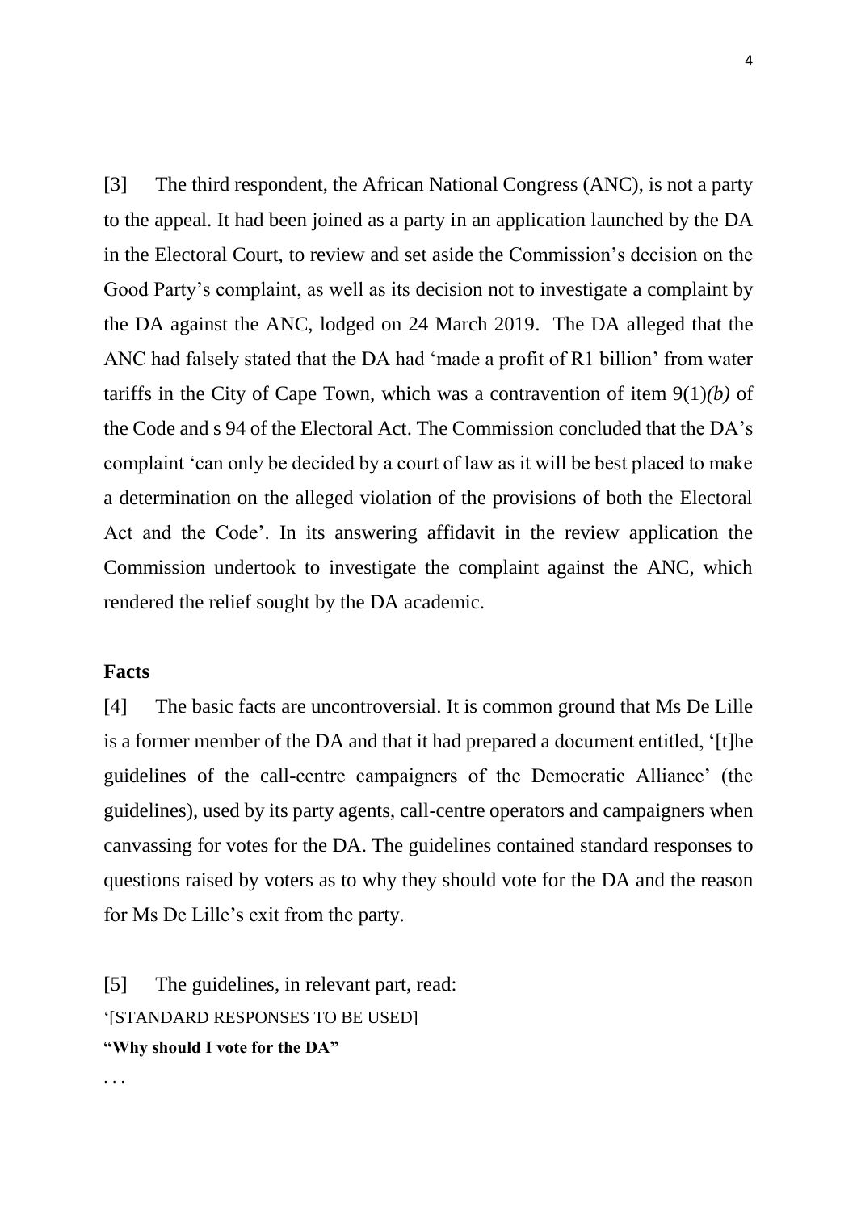[3] The third respondent, the African National Congress (ANC), is not a party to the appeal. It had been joined as a party in an application launched by the DA in the Electoral Court, to review and set aside the Commission's decision on the Good Party's complaint, as well as its decision not to investigate a complaint by the DA against the ANC, lodged on 24 March 2019. The DA alleged that the ANC had falsely stated that the DA had 'made a profit of R1 billion' from water tariffs in the City of Cape Town, which was a contravention of item 9(1)*(b)* of the Code and s 94 of the Electoral Act. The Commission concluded that the DA's complaint 'can only be decided by a court of law as it will be best placed to make a determination on the alleged violation of the provisions of both the Electoral Act and the Code'. In its answering affidavit in the review application the Commission undertook to investigate the complaint against the ANC, which rendered the relief sought by the DA academic.

**Facts**

[4] The basic facts are uncontroversial. It is common ground that Ms De Lille is a former member of the DA and that it had prepared a document entitled, '[t]he guidelines of the call-centre campaigners of the Democratic Alliance' (the guidelines), used by its party agents, call-centre operators and campaigners when canvassing for votes for the DA. The guidelines contained standard responses to questions raised by voters as to why they should vote for the DA and the reason for Ms De Lille's exit from the party.

[5] The guidelines, in relevant part, read:

'[STANDARD RESPONSES TO BE USED]

**"Why should I vote for the DA"**

. . .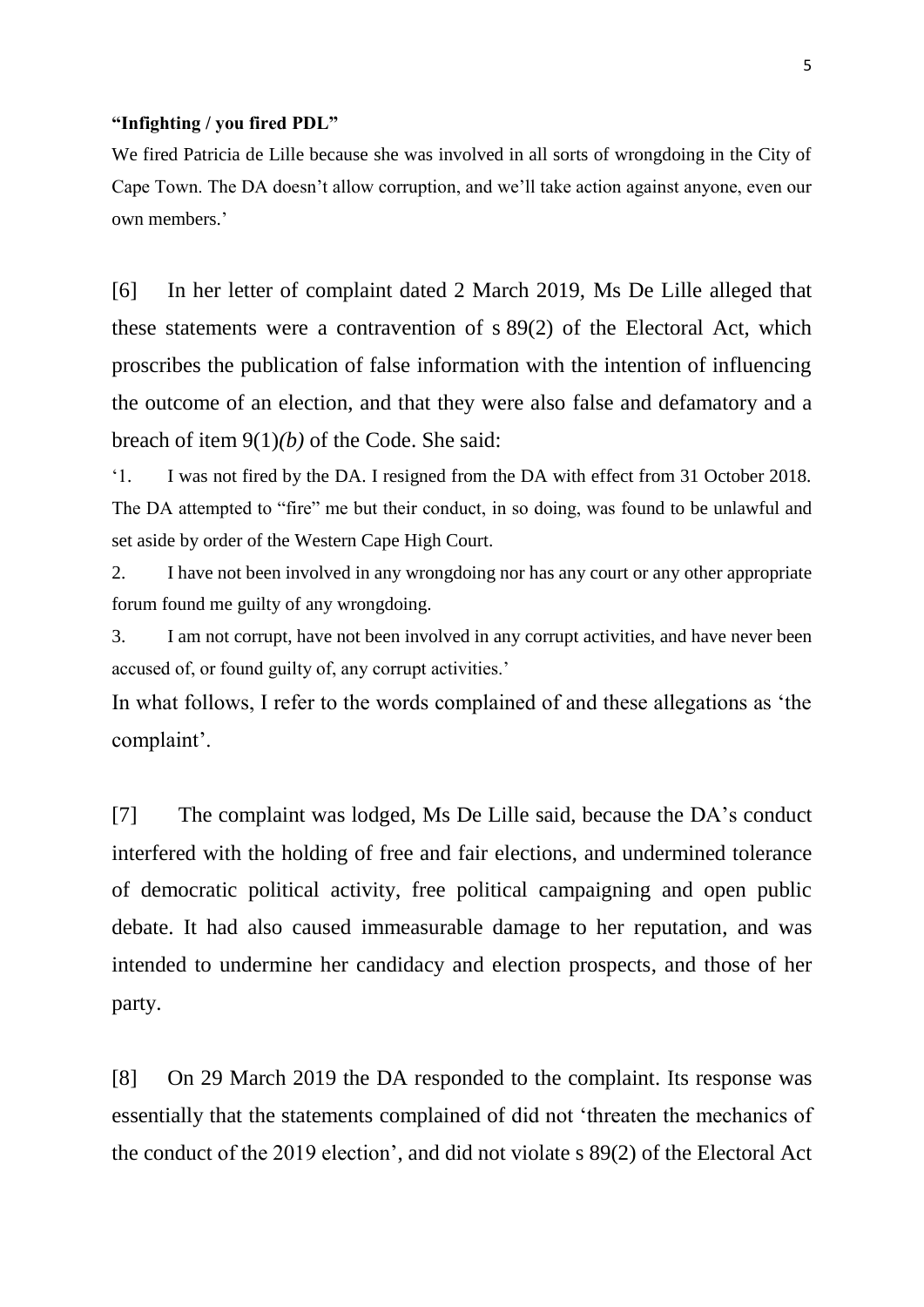**"Infighting / you fired PDL"**

We fired Patricia de Lille because she was involved in all sorts of wrongdoing in the City of Cape Town. The DA doesn't allow corruption, and we'll take action against anyone, even our own members.'

[6] In her letter of complaint dated 2 March 2019, Ms De Lille alleged that these statements were a contravention of s 89(2) of the Electoral Act, which proscribes the publication of false information with the intention of influencing the outcome of an election, and that they were also false and defamatory and a breach of item 9(1)*(b)* of the Code. She said:

'1. I was not fired by the DA. I resigned from the DA with effect from 31 October 2018. The DA attempted to "fire" me but their conduct, in so doing, was found to be unlawful and set aside by order of the Western Cape High Court.

2. I have not been involved in any wrongdoing nor has any court or any other appropriate forum found me guilty of any wrongdoing.

3. I am not corrupt, have not been involved in any corrupt activities, and have never been accused of, or found guilty of, any corrupt activities.'

In what follows, I refer to the words complained of and these allegations as 'the complaint'.

[7] The complaint was lodged, Ms De Lille said, because the DA's conduct interfered with the holding of free and fair elections, and undermined tolerance of democratic political activity, free political campaigning and open public debate. It had also caused immeasurable damage to her reputation, and was intended to undermine her candidacy and election prospects, and those of her party.

[8] On 29 March 2019 the DA responded to the complaint. Its response was essentially that the statements complained of did not 'threaten the mechanics of the conduct of the 2019 election', and did not violate s 89(2) of the Electoral Act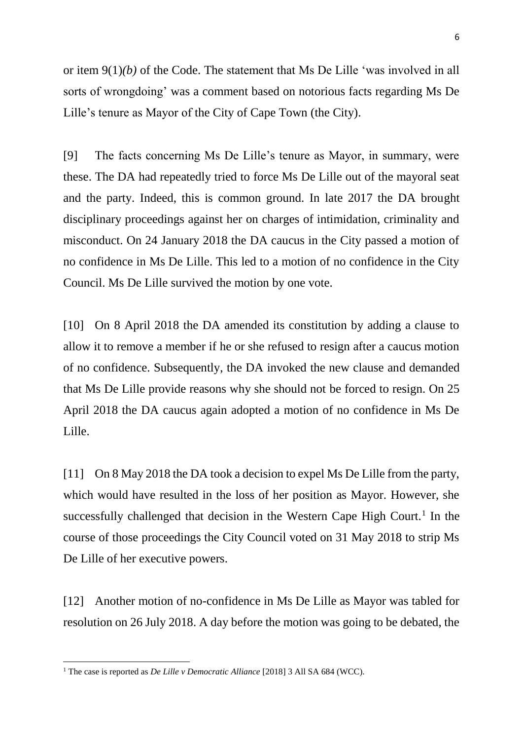or item 9(1)*(b)* of the Code. The statement that Ms De Lille 'was involved in all sorts of wrongdoing' was a comment based on notorious facts regarding Ms De Lille's tenure as Mayor of the City of Cape Town (the City).

[9] The facts concerning Ms De Lille's tenure as Mayor, in summary, were these. The DA had repeatedly tried to force Ms De Lille out of the mayoral seat and the party. Indeed, this is common ground. In late 2017 the DA brought disciplinary proceedings against her on charges of intimidation, criminality and misconduct. On 24 January 2018 the DA caucus in the City passed a motion of no confidence in Ms De Lille. This led to a motion of no confidence in the City Council. Ms De Lille survived the motion by one vote.

[10] On 8 April 2018 the DA amended its constitution by adding a clause to allow it to remove a member if he or she refused to resign after a caucus motion of no confidence. Subsequently, the DA invoked the new clause and demanded that Ms De Lille provide reasons why she should not be forced to resign. On 25 April 2018 the DA caucus again adopted a motion of no confidence in Ms De Lille.

[11] On 8 May 2018 the DA took a decision to expel Ms De Lille from the party, which would have resulted in the loss of her position as Mayor. However, she successfully challenged that decision in the Western Cape High Court.[1] In the course of those proceedings the City Council voted on 31 May 2018 to strip Ms De Lille of her executive powers.

[12] Another motion of no-confidence in Ms De Lille as Mayor was tabled for resolution on 26 July 2018. A day before the motion was going to be debated, the

[1] The case is reported as *De Lille v Democratic Alliance* [2018] 3 All SA 684 (WCC).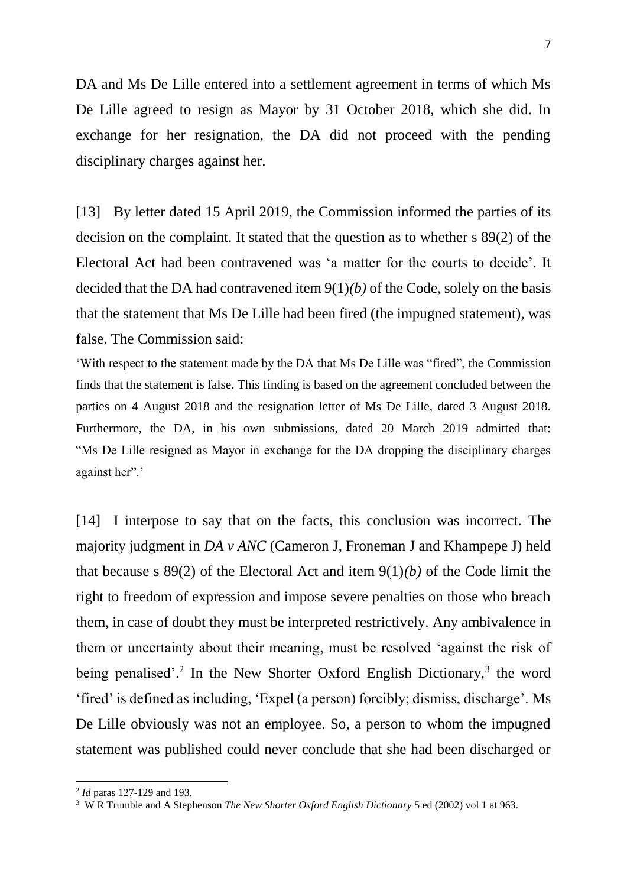DA and Ms De Lille entered into a settlement agreement in terms of which Ms De Lille agreed to resign as Mayor by 31 October 2018, which she did. In exchange for her resignation, the DA did not proceed with the pending disciplinary charges against her.

[13] By letter dated 15 April 2019, the Commission informed the parties of its decision on the complaint. It stated that the question as to whether s 89(2) of the Electoral Act had been contravened was 'a matter for the courts to decide'. It decided that the DA had contravened item 9(1)*(b)* of the Code, solely on the basis that the statement that Ms De Lille had been fired (the impugned statement), was false. The Commission said:

'With respect to the statement made by the DA that Ms De Lille was "fired", the Commission finds that the statement is false. This finding is based on the agreement concluded between the parties on 4 August 2018 and the resignation letter of Ms De Lille, dated 3 August 2018. Furthermore, the DA, in his own submissions, dated 20 March 2019 admitted that: "Ms De Lille resigned as Mayor in exchange for the DA dropping the disciplinary charges against her".'

[14] I interpose to say that on the facts, this conclusion was incorrect. The majority judgment in *DA v ANC* (Cameron J, Froneman J and Khampepe J) held that because s 89(2) of the Electoral Act and item 9(1)*(b)* of the Code limit the right to freedom of expression and impose severe penalties on those who breach them, in case of doubt they must be interpreted restrictively. Any ambivalence in them or uncertainty about their meaning, must be resolved 'against the risk of being penalised'.[2] In the New Shorter Oxford English Dictionary,[3] the word 'fired' is defined as including, 'Expel (a person) forcibly; dismiss, discharge'. Ms De Lille obviously was not an employee. So, a person to whom the impugned statement was published could never conclude that she had been discharged or

---

[2] *Id* paras 127-129 and 193.

[3] W R Trumble and A Stephenson *The New Shorter Oxford English Dictionary* 5 ed (2002) vol 1 at 963.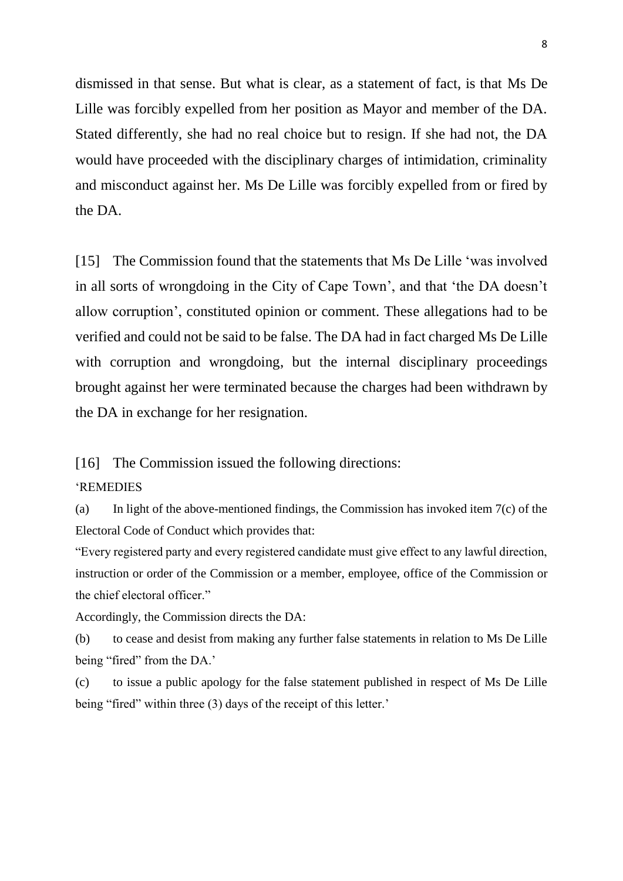dismissed in that sense. But what is clear, as a statement of fact, is that Ms De Lille was forcibly expelled from her position as Mayor and member of the DA. Stated differently, she had no real choice but to resign. If she had not, the DA would have proceeded with the disciplinary charges of intimidation, criminality and misconduct against her. Ms De Lille was forcibly expelled from or fired by the DA.

[15] The Commission found that the statements that Ms De Lille 'was involved in all sorts of wrongdoing in the City of Cape Town', and that 'the DA doesn't allow corruption', constituted opinion or comment. These allegations had to be verified and could not be said to be false. The DA had in fact charged Ms De Lille with corruption and wrongdoing, but the internal disciplinary proceedings brought against her were terminated because the charges had been withdrawn by the DA in exchange for her resignation.

[16] The Commission issued the following directions:

'REMEDIES

(a) In light of the above-mentioned findings, the Commission has invoked item 7(c) of the Electoral Code of Conduct which provides that:

"Every registered party and every registered candidate must give effect to any lawful direction, instruction or order of the Commission or a member, employee, office of the Commission or the chief electoral officer."

Accordingly, the Commission directs the DA:

(b) to cease and desist from making any further false statements in relation to Ms De Lille being "fired" from the DA.'

(c) to issue a public apology for the false statement published in respect of Ms De Lille being "fired" within three (3) days of the receipt of this letter.'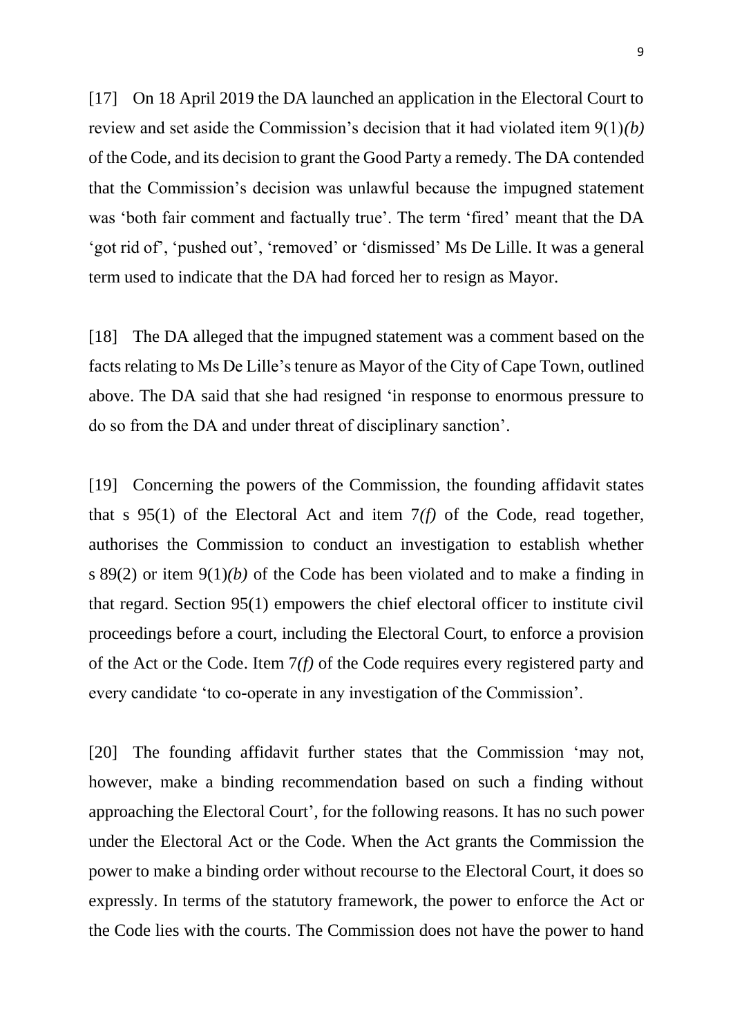[17] On 18 April 2019 the DA launched an application in the Electoral Court to review and set aside the Commission's decision that it had violated item 9(1)*(b)* of the Code, and its decision to grant the Good Party a remedy. The DA contended that the Commission's decision was unlawful because the impugned statement was 'both fair comment and factually true'. The term 'fired' meant that the DA 'got rid of', 'pushed out', 'removed' or 'dismissed' Ms De Lille. It was a general term used to indicate that the DA had forced her to resign as Mayor.

[18] The DA alleged that the impugned statement was a comment based on the facts relating to Ms De Lille's tenure as Mayor of the City of Cape Town, outlined above. The DA said that she had resigned 'in response to enormous pressure to do so from the DA and under threat of disciplinary sanction'.

[19] Concerning the powers of the Commission, the founding affidavit states that s 95(1) of the Electoral Act and item 7*(f)* of the Code, read together, authorises the Commission to conduct an investigation to establish whether s 89(2) or item 9(1)*(b)* of the Code has been violated and to make a finding in that regard. Section 95(1) empowers the chief electoral officer to institute civil proceedings before a court, including the Electoral Court, to enforce a provision of the Act or the Code. Item 7*(f)* of the Code requires every registered party and every candidate 'to co-operate in any investigation of the Commission'.

[20] The founding affidavit further states that the Commission 'may not, however, make a binding recommendation based on such a finding without approaching the Electoral Court', for the following reasons. It has no such power under the Electoral Act or the Code. When the Act grants the Commission the power to make a binding order without recourse to the Electoral Court, it does so expressly. In terms of the statutory framework, the power to enforce the Act or the Code lies with the courts. The Commission does not have the power to hand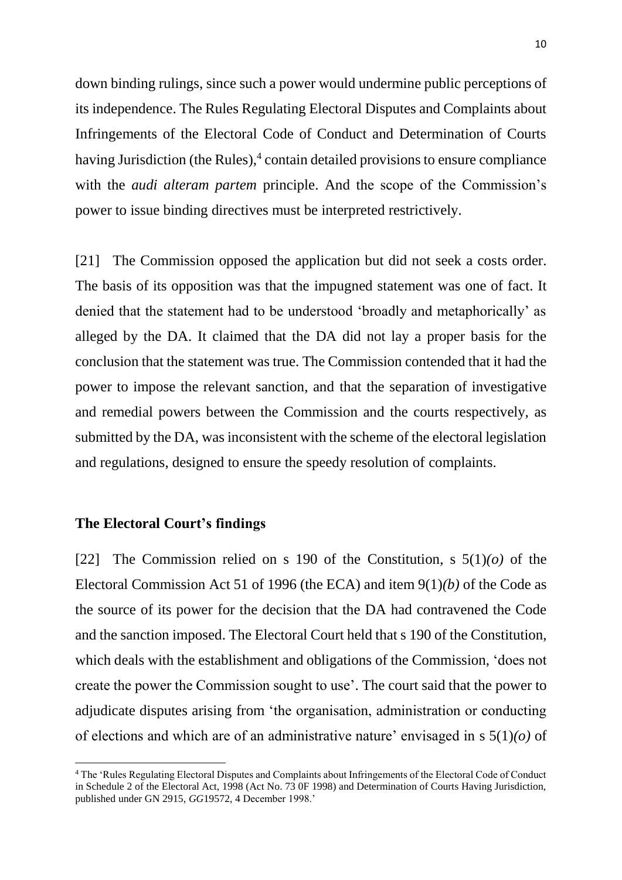down binding rulings, since such a power would undermine public perceptions of its independence. The Rules Regulating Electoral Disputes and Complaints about Infringements of the Electoral Code of Conduct and Determination of Courts having Jurisdiction (the Rules),[4] contain detailed provisions to ensure compliance with the *audi alteram partem* principle. And the scope of the Commission's power to issue binding directives must be interpreted restrictively.

[21] The Commission opposed the application but did not seek a costs order. The basis of its opposition was that the impugned statement was one of fact. It denied that the statement had to be understood 'broadly and metaphorically' as alleged by the DA. It claimed that the DA did not lay a proper basis for the conclusion that the statement was true. The Commission contended that it had the power to impose the relevant sanction, and that the separation of investigative and remedial powers between the Commission and the courts respectively, as submitted by the DA, was inconsistent with the scheme of the electoral legislation and regulations, designed to ensure the speedy resolution of complaints.

**The Electoral Court's findings**

[22] The Commission relied on s 190 of the Constitution, s 5(1)*(o)* of the Electoral Commission Act 51 of 1996 (the ECA) and item 9(1)*(b)* of the Code as the source of its power for the decision that the DA had contravened the Code and the sanction imposed. The Electoral Court held that s 190 of the Constitution, which deals with the establishment and obligations of the Commission, 'does not create the power the Commission sought to use'. The court said that the power to adjudicate disputes arising from 'the organisation, administration or conducting of elections and which are of an administrative nature' envisaged in s 5(1)*(o)* of

[4] The 'Rules Regulating Electoral Disputes and Complaints about Infringements of the Electoral Code of Conduct in Schedule 2 of the Electoral Act, 1998 (Act No. 73 0F 1998) and Determination of Courts Having Jurisdiction, published under GN 2915, *GG*19572, 4 December 1998.'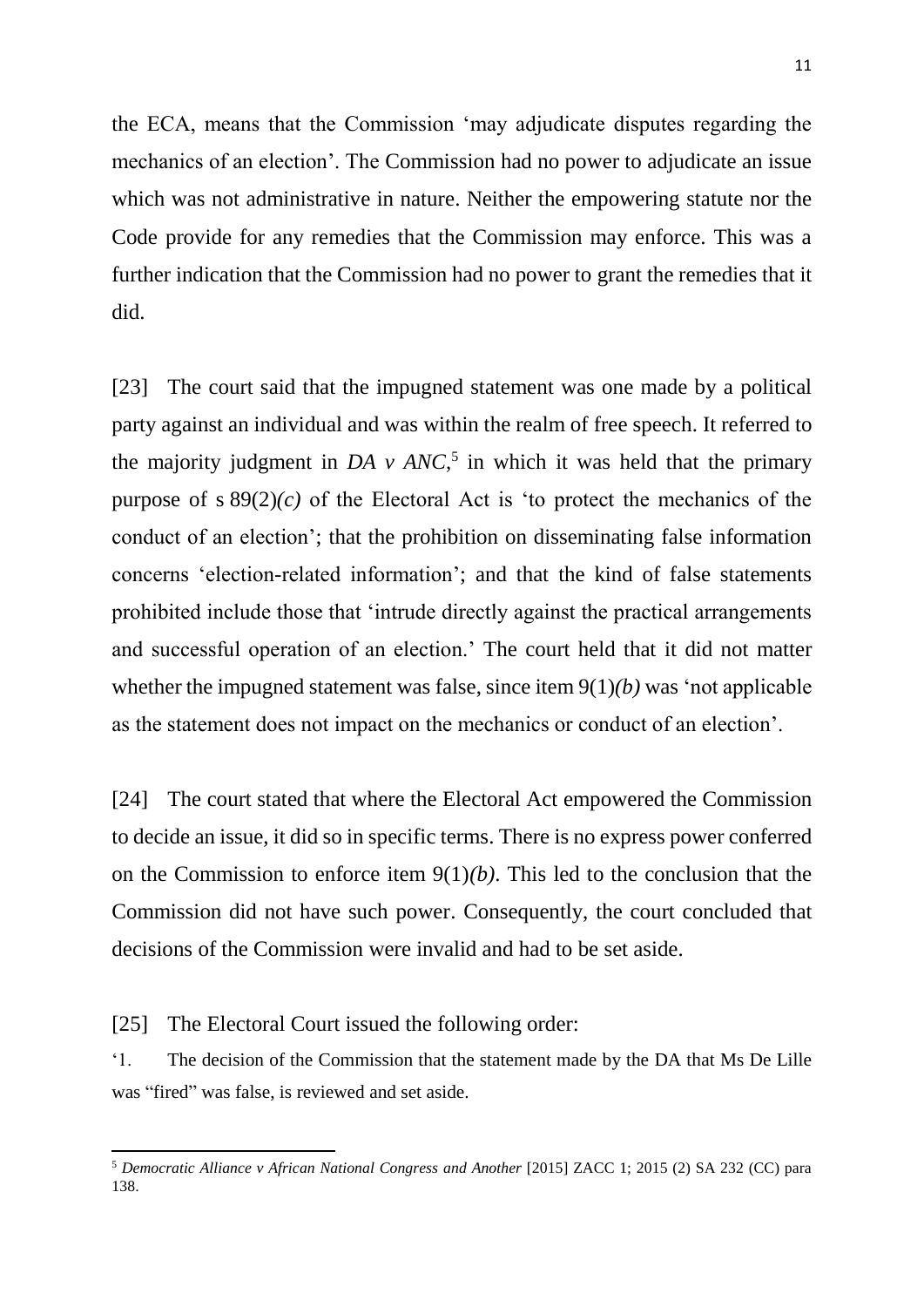the ECA, means that the Commission 'may adjudicate disputes regarding the mechanics of an election'. The Commission had no power to adjudicate an issue which was not administrative in nature. Neither the empowering statute nor the Code provide for any remedies that the Commission may enforce. This was a further indication that the Commission had no power to grant the remedies that it did.

[23] The court said that the impugned statement was one made by a political party against an individual and was within the realm of free speech. It referred to the majority judgment in *DA v ANC*,[5] in which it was held that the primary purpose of s 89(2)*(c)* of the Electoral Act is 'to protect the mechanics of the conduct of an election'; that the prohibition on disseminating false information concerns 'election-related information'; and that the kind of false statements prohibited include those that 'intrude directly against the practical arrangements and successful operation of an election.' The court held that it did not matter whether the impugned statement was false, since item 9(1)*(b)* was 'not applicable as the statement does not impact on the mechanics or conduct of an election'.

[24] The court stated that where the Electoral Act empowered the Commission to decide an issue, it did so in specific terms. There is no express power conferred on the Commission to enforce item 9(1)*(b)*. This led to the conclusion that the Commission did not have such power. Consequently, the court concluded that decisions of the Commission were invalid and had to be set aside.

[25] The Electoral Court issued the following order:

'1. The decision of the Commission that the statement made by the DA that Ms De Lille was "fired" was false, is reviewed and set aside.

---

[5] *Democratic Alliance v African National Congress and Another* [2015] ZACC 1; 2015 (2) SA 232 (CC) para 138.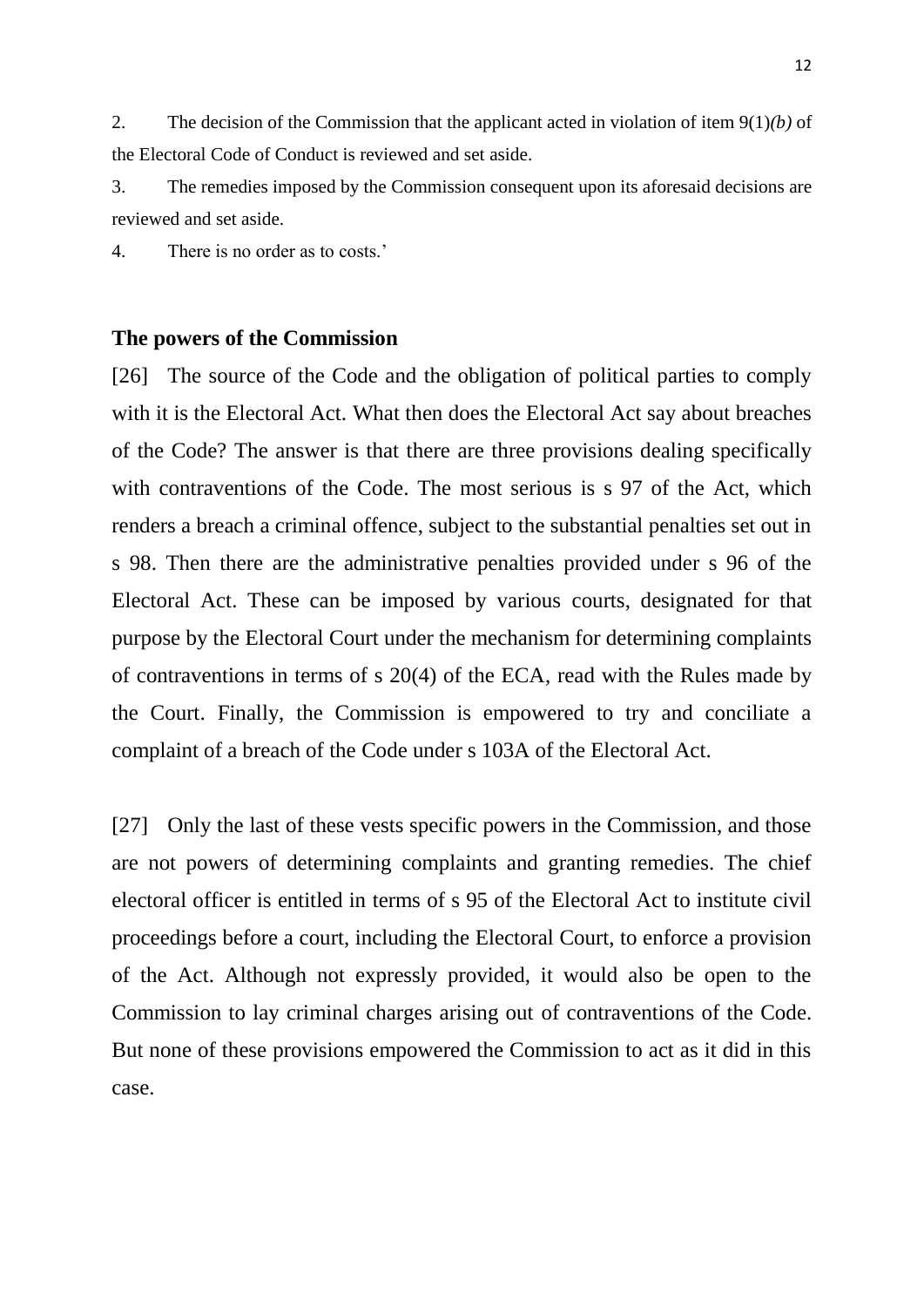2. The decision of the Commission that the applicant acted in violation of item 9(1)*(b)* of the Electoral Code of Conduct is reviewed and set aside.

3. The remedies imposed by the Commission consequent upon its aforesaid decisions are reviewed and set aside.

4. There is no order as to costs.'

## The powers of the Commission

[26] The source of the Code and the obligation of political parties to comply with it is the Electoral Act. What then does the Electoral Act say about breaches of the Code? The answer is that there are three provisions dealing specifically with contraventions of the Code. The most serious is s 97 of the Act, which renders a breach a criminal offence, subject to the substantial penalties set out in s 98. Then there are the administrative penalties provided under s 96 of the Electoral Act. These can be imposed by various courts, designated for that purpose by the Electoral Court under the mechanism for determining complaints of contraventions in terms of s 20(4) of the ECA, read with the Rules made by the Court. Finally, the Commission is empowered to try and conciliate a complaint of a breach of the Code under s 103A of the Electoral Act.

[27] Only the last of these vests specific powers in the Commission, and those are not powers of determining complaints and granting remedies. The chief electoral officer is entitled in terms of s 95 of the Electoral Act to institute civil proceedings before a court, including the Electoral Court, to enforce a provision of the Act. Although not expressly provided, it would also be open to the Commission to lay criminal charges arising out of contraventions of the Code. But none of these provisions empowered the Commission to act as it did in this case.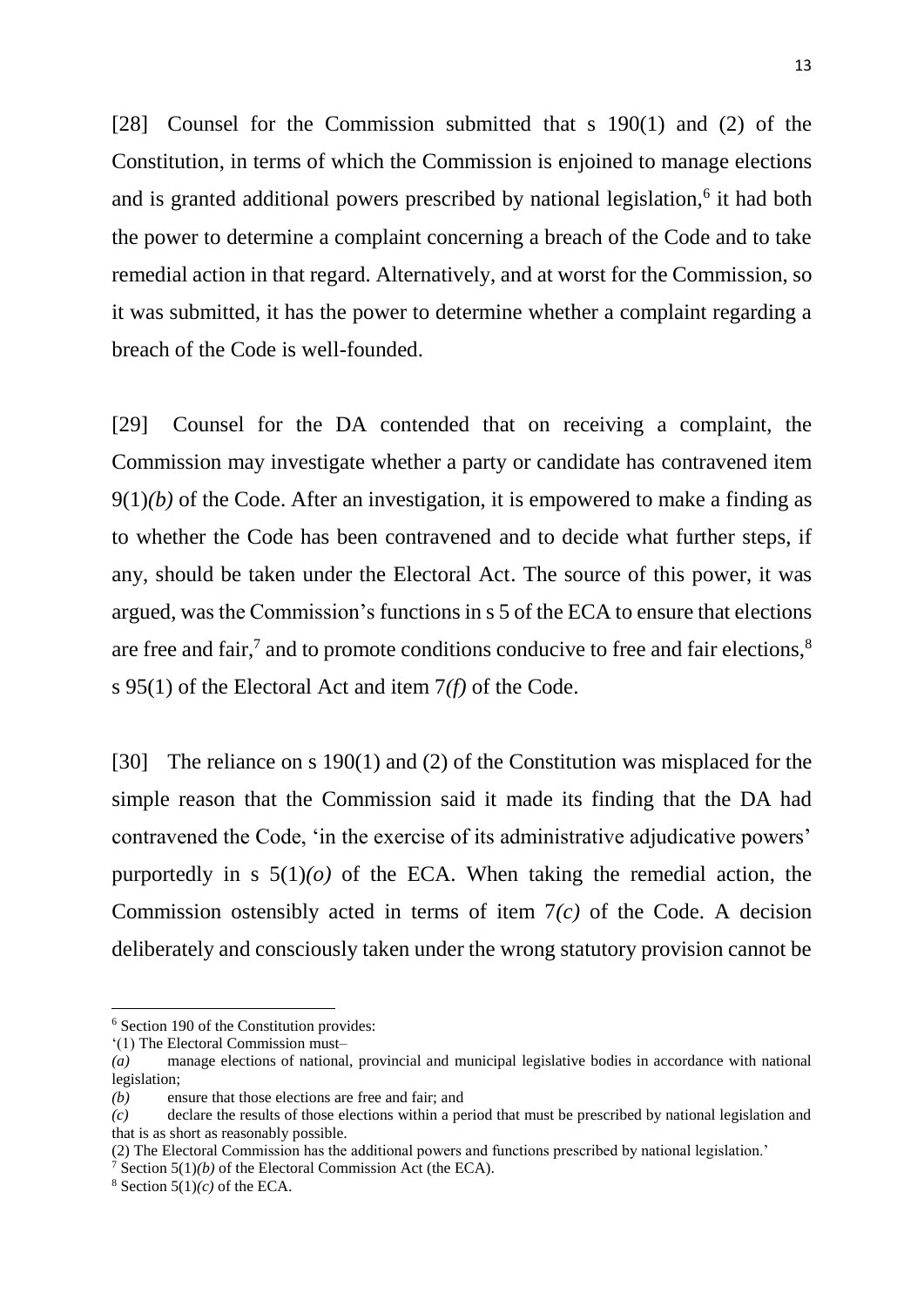[28] Counsel for the Commission submitted that s 190(1) and (2) of the Constitution, in terms of which the Commission is enjoined to manage elections and is granted additional powers prescribed by national legislation,[6] it had both the power to determine a complaint concerning a breach of the Code and to take remedial action in that regard. Alternatively, and at worst for the Commission, so it was submitted, it has the power to determine whether a complaint regarding a breach of the Code is well-founded.

[29] Counsel for the DA contended that on receiving a complaint, the Commission may investigate whether a party or candidate has contravened item 9(1)*(b)* of the Code. After an investigation, it is empowered to make a finding as to whether the Code has been contravened and to decide what further steps, if any, should be taken under the Electoral Act. The source of this power, it was argued, was the Commission's functions in s 5 of the ECA to ensure that elections are free and fair,[7] and to promote conditions conducive to free and fair elections,[8] s 95(1) of the Electoral Act and item 7*(f)* of the Code.

[30] The reliance on s 190(1) and (2) of the Constitution was misplaced for the simple reason that the Commission said it made its finding that the DA had contravened the Code, 'in the exercise of its administrative adjudicative powers' purportedly in s 5(1)*(o)* of the ECA. When taking the remedial action, the Commission ostensibly acted in terms of item 7*(c)* of the Code. A decision deliberately and consciously taken under the wrong statutory provision cannot be

---

[6] Section 190 of the Constitution provides:
'(1) The Electoral Commission must–
*(a)* manage elections of national, provincial and municipal legislative bodies in accordance with national legislation;
*(b)* ensure that those elections are free and fair; and
*(c)* declare the results of those elections within a period that must be prescribed by national legislation and that is as short as reasonably possible.
(2) The Electoral Commission has the additional powers and functions prescribed by national legislation.'

[7] Section 5(1)*(b)* of the Electoral Commission Act (the ECA).

[8] Section 5(1)*(c)* of the ECA.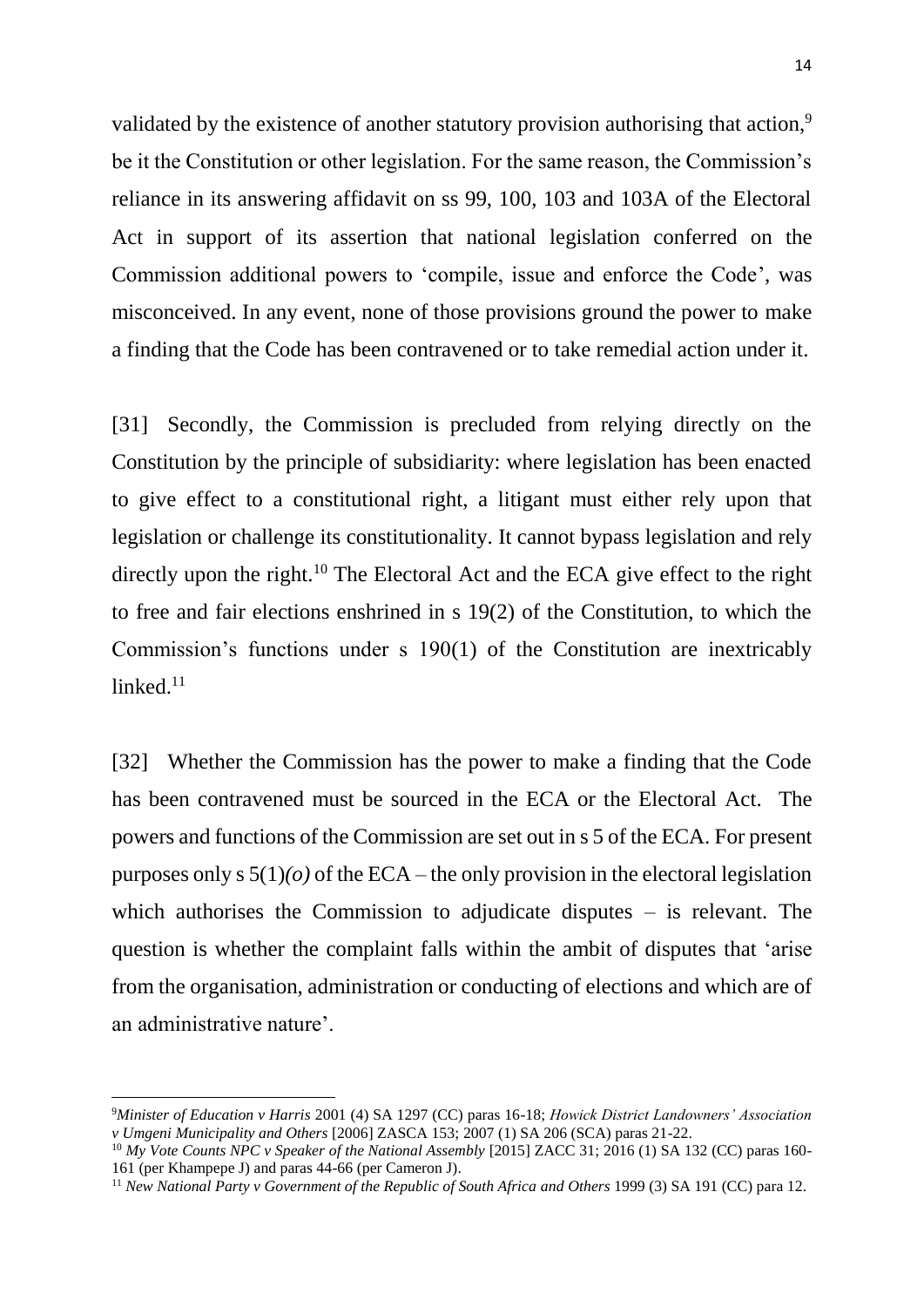validated by the existence of another statutory provision authorising that action,[9] be it the Constitution or other legislation. For the same reason, the Commission's reliance in its answering affidavit on ss 99, 100, 103 and 103A of the Electoral Act in support of its assertion that national legislation conferred on the Commission additional powers to 'compile, issue and enforce the Code', was misconceived. In any event, none of those provisions ground the power to make a finding that the Code has been contravened or to take remedial action under it.

[31] Secondly, the Commission is precluded from relying directly on the Constitution by the principle of subsidiarity: where legislation has been enacted to give effect to a constitutional right, a litigant must either rely upon that legislation or challenge its constitutionality. It cannot bypass legislation and rely directly upon the right.[10] The Electoral Act and the ECA give effect to the right to free and fair elections enshrined in s 19(2) of the Constitution, to which the Commission's functions under s 190(1) of the Constitution are inextricably linked.[11]

[32] Whether the Commission has the power to make a finding that the Code has been contravened must be sourced in the ECA or the Electoral Act. The powers and functions of the Commission are set out in s 5 of the ECA. For present purposes only s 5(1)*(o)* of the ECA – the only provision in the electoral legislation which authorises the Commission to adjudicate disputes – is relevant. The question is whether the complaint falls within the ambit of disputes that 'arise from the organisation, administration or conducting of elections and which are of an administrative nature'.

---

[9] *Minister of Education v Harris* 2001 (4) SA 1297 (CC) paras 16-18; *Howick District Landowners' Association v Umgeni Municipality and Others* [2006] ZASCA 153; 2007 (1) SA 206 (SCA) paras 21-22.

[10] *My Vote Counts NPC v Speaker of the National Assembly* [2015] ZACC 31; 2016 (1) SA 132 (CC) paras 160-161 (per Khampepe J) and paras 44-66 (per Cameron J).

[11] *New National Party v Government of the Republic of South Africa and Others* 1999 (3) SA 191 (CC) para 12.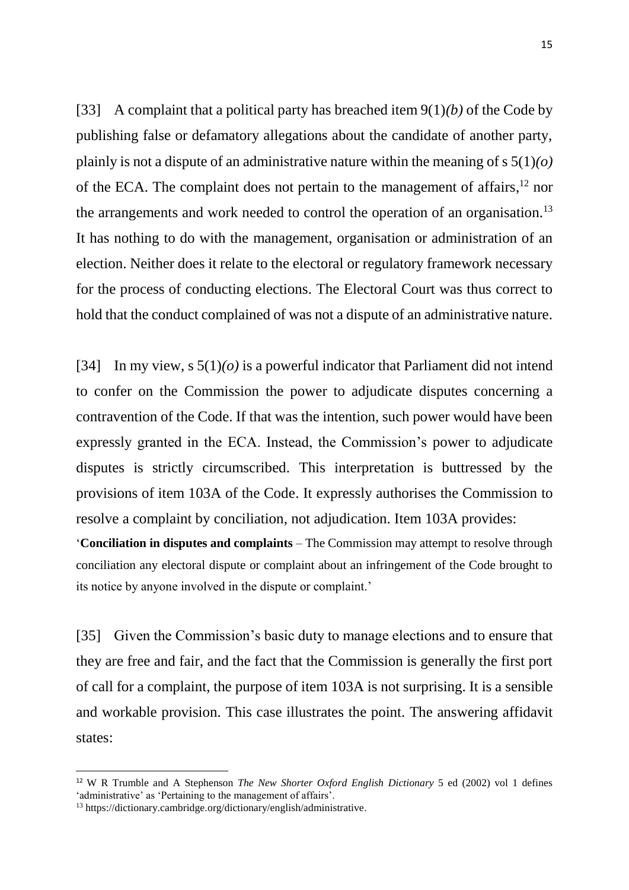[33] A complaint that a political party has breached item 9(1)*(b)* of the Code by publishing false or defamatory allegations about the candidate of another party, plainly is not a dispute of an administrative nature within the meaning of s 5(1)*(o)* of the ECA. The complaint does not pertain to the management of affairs,[12] nor the arrangements and work needed to control the operation of an organisation.[13] It has nothing to do with the management, organisation or administration of an election. Neither does it relate to the electoral or regulatory framework necessary for the process of conducting elections. The Electoral Court was thus correct to hold that the conduct complained of was not a dispute of an administrative nature.

[34] In my view, s 5(1)*(o)* is a powerful indicator that Parliament did not intend to confer on the Commission the power to adjudicate disputes concerning a contravention of the Code. If that was the intention, such power would have been expressly granted in the ECA. Instead, the Commission's power to adjudicate disputes is strictly circumscribed. This interpretation is buttressed by the provisions of item 103A of the Code. It expressly authorises the Commission to resolve a complaint by conciliation, not adjudication. Item 103A provides:

'**Conciliation in disputes and complaints** – The Commission may attempt to resolve through conciliation any electoral dispute or complaint about an infringement of the Code brought to its notice by anyone involved in the dispute or complaint.'

[35] Given the Commission's basic duty to manage elections and to ensure that they are free and fair, and the fact that the Commission is generally the first port of call for a complaint, the purpose of item 103A is not surprising. It is a sensible and workable provision. This case illustrates the point. The answering affidavit states:

---

[12] W R Trumble and A Stephenson *The New Shorter Oxford English Dictionary* 5 ed (2002) vol 1 defines 'administrative' as 'Pertaining to the management of affairs'.

[13] https://dictionary.cambridge.org/dictionary/english/administrative.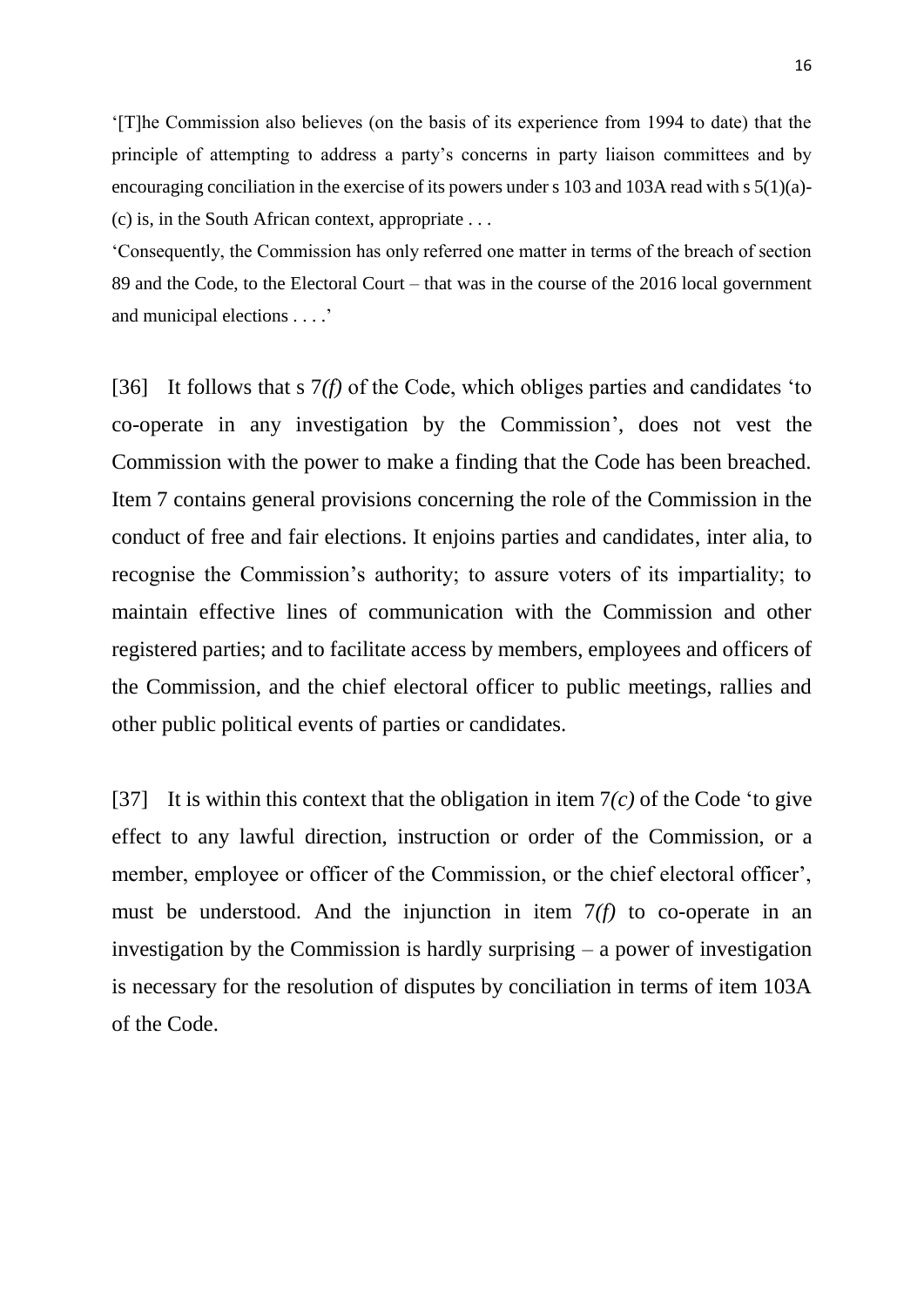'[T]he Commission also believes (on the basis of its experience from 1994 to date) that the principle of attempting to address a party's concerns in party liaison committees and by encouraging conciliation in the exercise of its powers under s 103 and 103A read with s 5(1)(a)-(c) is, in the South African context, appropriate . . .

'Consequently, the Commission has only referred one matter in terms of the breach of section 89 and the Code, to the Electoral Court – that was in the course of the 2016 local government and municipal elections . . . .'

[36] It follows that s 7*(f)* of the Code, which obliges parties and candidates 'to co-operate in any investigation by the Commission', does not vest the Commission with the power to make a finding that the Code has been breached. Item 7 contains general provisions concerning the role of the Commission in the conduct of free and fair elections. It enjoins parties and candidates, inter alia, to recognise the Commission's authority; to assure voters of its impartiality; to maintain effective lines of communication with the Commission and other registered parties; and to facilitate access by members, employees and officers of the Commission, and the chief electoral officer to public meetings, rallies and other public political events of parties or candidates.

[37] It is within this context that the obligation in item 7*(c)* of the Code 'to give effect to any lawful direction, instruction or order of the Commission, or a member, employee or officer of the Commission, or the chief electoral officer', must be understood. And the injunction in item 7*(f)* to co-operate in an investigation by the Commission is hardly surprising – a power of investigation is necessary for the resolution of disputes by conciliation in terms of item 103A of the Code.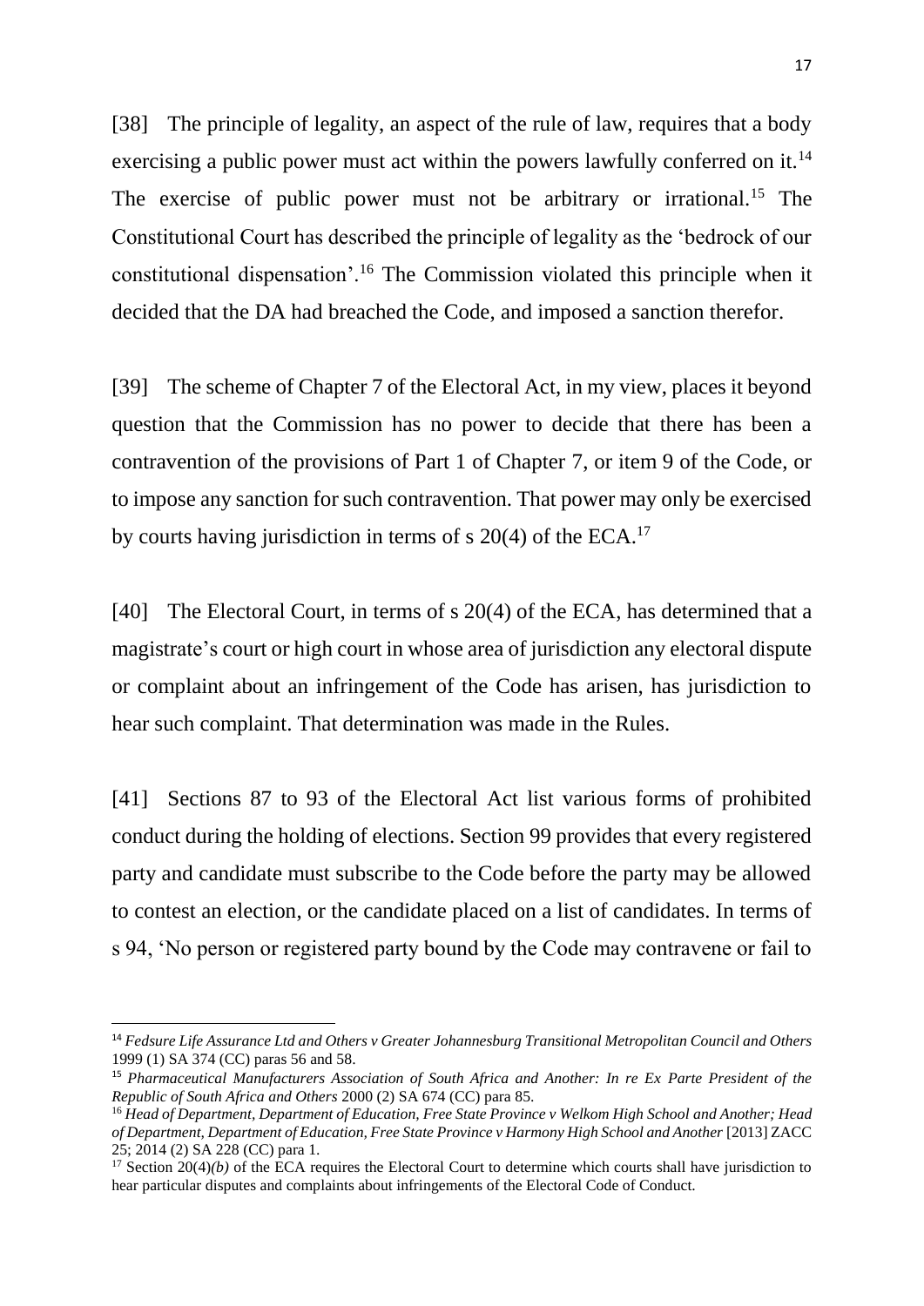[38] The principle of legality, an aspect of the rule of law, requires that a body exercising a public power must act within the powers lawfully conferred on it.[14] The exercise of public power must not be arbitrary or irrational.[15] The Constitutional Court has described the principle of legality as the 'bedrock of our constitutional dispensation'.[16] The Commission violated this principle when it decided that the DA had breached the Code, and imposed a sanction therefor.

[39] The scheme of Chapter 7 of the Electoral Act, in my view, places it beyond question that the Commission has no power to decide that there has been a contravention of the provisions of Part 1 of Chapter 7, or item 9 of the Code, or to impose any sanction for such contravention. That power may only be exercised by courts having jurisdiction in terms of s 20(4) of the ECA.[17]

[40] The Electoral Court, in terms of s 20(4) of the ECA, has determined that a magistrate's court or high court in whose area of jurisdiction any electoral dispute or complaint about an infringement of the Code has arisen, has jurisdiction to hear such complaint. That determination was made in the Rules.

[41] Sections 87 to 93 of the Electoral Act list various forms of prohibited conduct during the holding of elections. Section 99 provides that every registered party and candidate must subscribe to the Code before the party may be allowed to contest an election, or the candidate placed on a list of candidates. In terms of s 94, 'No person or registered party bound by the Code may contravene or fail to

---

[14] *Fedsure Life Assurance Ltd and Others v Greater Johannesburg Transitional Metropolitan Council and Others* 1999 (1) SA 374 (CC) paras 56 and 58.

[15] *Pharmaceutical Manufacturers Association of South Africa and Another: In re Ex Parte President of the Republic of South Africa and Others* 2000 (2) SA 674 (CC) para 85.

[16] *Head of Department, Department of Education, Free State Province v Welkom High School and Another; Head of Department, Department of Education, Free State Province v Harmony High School and Another* [2013] ZACC 25; 2014 (2) SA 228 (CC) para 1.

[17] Section 20(4)*(b)* of the ECA requires the Electoral Court to determine which courts shall have jurisdiction to hear particular disputes and complaints about infringements of the Electoral Code of Conduct.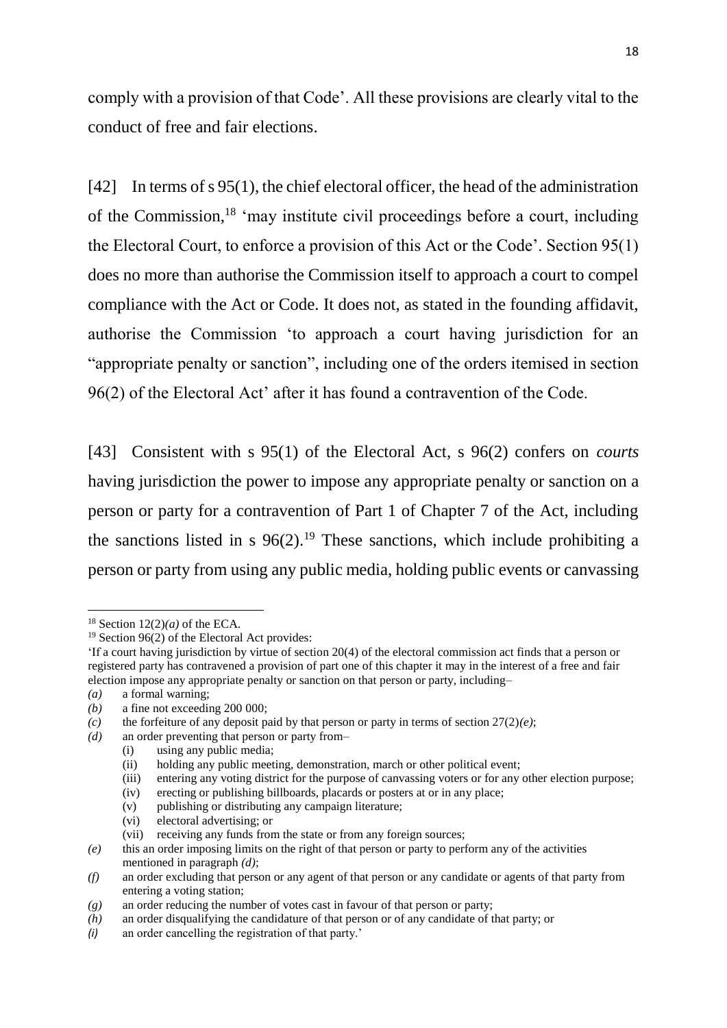comply with a provision of that Code'. All these provisions are clearly vital to the conduct of free and fair elections.

[42] In terms of s 95(1), the chief electoral officer, the head of the administration of the Commission,[18] 'may institute civil proceedings before a court, including the Electoral Court, to enforce a provision of this Act or the Code'. Section 95(1) does no more than authorise the Commission itself to approach a court to compel compliance with the Act or Code. It does not, as stated in the founding affidavit, authorise the Commission 'to approach a court having jurisdiction for an "appropriate penalty or sanction", including one of the orders itemised in section 96(2) of the Electoral Act' after it has found a contravention of the Code.

[43] Consistent with s 95(1) of the Electoral Act, s 96(2) confers on *courts* having jurisdiction the power to impose any appropriate penalty or sanction on a person or party for a contravention of Part 1 of Chapter 7 of the Act, including the sanctions listed in s 96(2).[19] These sanctions, which include prohibiting a person or party from using any public media, holding public events or canvassing

---

[18] Section 12(2)*(a)* of the ECA.

[19] Section 96(2) of the Electoral Act provides:

'If a court having jurisdiction by virtue of section 20(4) of the electoral commission act finds that a person or registered party has contravened a provision of part one of this chapter it may in the interest of a free and fair election impose any appropriate penalty or sanction on that person or party, including–

*(a)* a formal warning;

*(b)* a fine not exceeding 200 000;

*(c)* the forfeiture of any deposit paid by that person or party in terms of section 27(2)*(e)*;

*(d)* an order preventing that person or party from–
  - (i) using any public media;
  - (ii) holding any public meeting, demonstration, march or other political event;
  - (iii) entering any voting district for the purpose of canvassing voters or for any other election purpose;
  - (iv) erecting or publishing billboards, placards or posters at or in any place;
  - (v) publishing or distributing any campaign literature;
  - (vi) electoral advertising; or
  - (vii) receiving any funds from the state or from any foreign sources;

*(e)* this an order imposing limits on the right of that person or party to perform any of the activities mentioned in paragraph *(d)*;

*(f)* an order excluding that person or any agent of that person or any candidate or agents of that party from entering a voting station;

*(g)* an order reducing the number of votes cast in favour of that person or party;

*(h)* an order disqualifying the candidature of that person or of any candidate of that party; or

*(i)* an order cancelling the registration of that party.'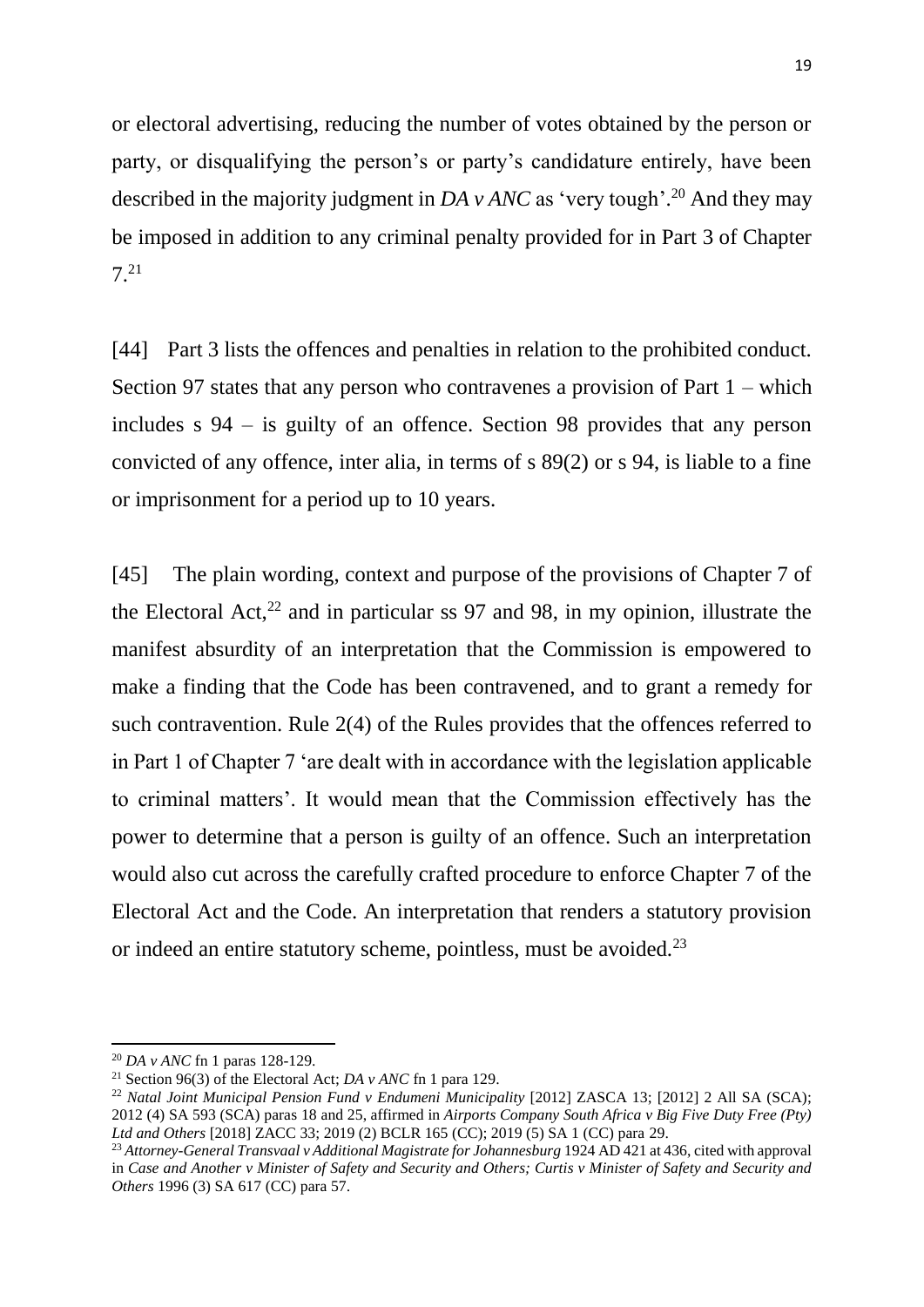or electoral advertising, reducing the number of votes obtained by the person or party, or disqualifying the person's or party's candidature entirely, have been described in the majority judgment in *DA v ANC* as 'very tough'.[20] And they may be imposed in addition to any criminal penalty provided for in Part 3 of Chapter 7.[21]

[44] Part 3 lists the offences and penalties in relation to the prohibited conduct. Section 97 states that any person who contravenes a provision of Part 1 – which includes s 94 – is guilty of an offence. Section 98 provides that any person convicted of any offence, inter alia, in terms of s 89(2) or s 94, is liable to a fine or imprisonment for a period up to 10 years.

[45] The plain wording, context and purpose of the provisions of Chapter 7 of the Electoral Act,[22] and in particular ss 97 and 98, in my opinion, illustrate the manifest absurdity of an interpretation that the Commission is empowered to make a finding that the Code has been contravened, and to grant a remedy for such contravention. Rule 2(4) of the Rules provides that the offences referred to in Part 1 of Chapter 7 'are dealt with in accordance with the legislation applicable to criminal matters'. It would mean that the Commission effectively has the power to determine that a person is guilty of an offence. Such an interpretation would also cut across the carefully crafted procedure to enforce Chapter 7 of the Electoral Act and the Code. An interpretation that renders a statutory provision or indeed an entire statutory scheme, pointless, must be avoided.[23]

---

[20] *DA v ANC* fn 1 paras 128-129.

[21] Section 96(3) of the Electoral Act; *DA v ANC* fn 1 para 129.

[22] *Natal Joint Municipal Pension Fund v Endumeni Municipality* [2012] ZASCA 13; [2012] 2 All SA (SCA); 2012 (4) SA 593 (SCA) paras 18 and 25, affirmed in *Airports Company South Africa v Big Five Duty Free (Pty) Ltd and Others* [2018] ZACC 33; 2019 (2) BCLR 165 (CC); 2019 (5) SA 1 (CC) para 29.

[23] *Attorney-General Transvaal v Additional Magistrate for Johannesburg* 1924 AD 421 at 436, cited with approval in *Case and Another v Minister of Safety and Security and Others; Curtis v Minister of Safety and Security and Others* 1996 (3) SA 617 (CC) para 57.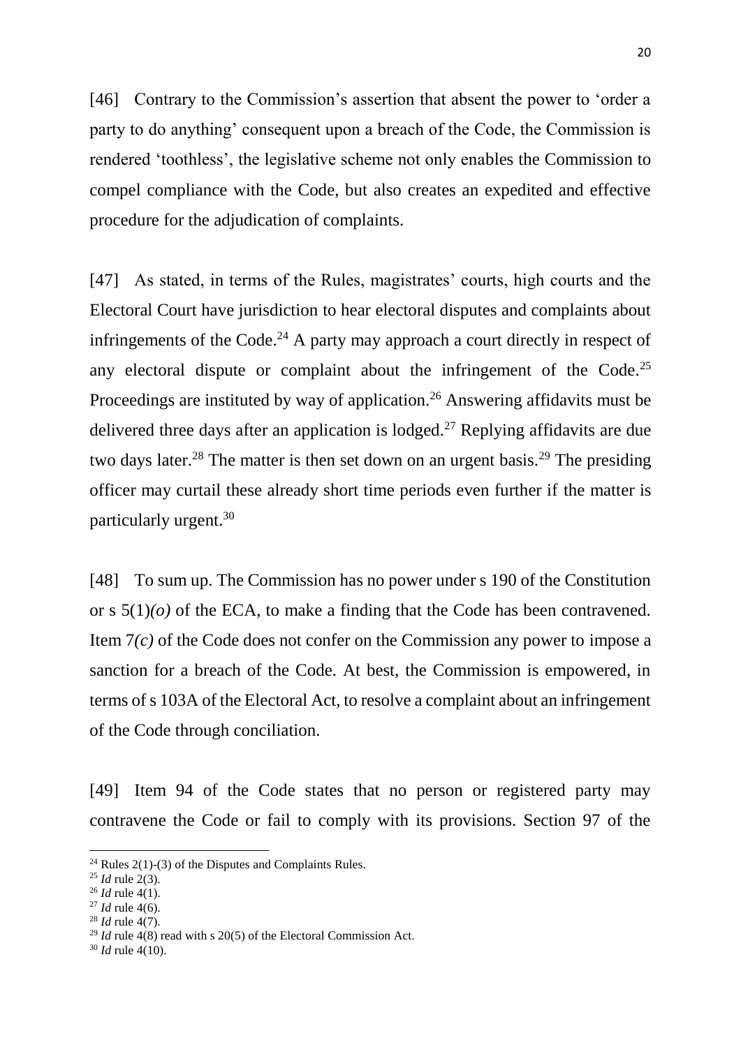[46] Contrary to the Commission's assertion that absent the power to 'order a party to do anything' consequent upon a breach of the Code, the Commission is rendered 'toothless', the legislative scheme not only enables the Commission to compel compliance with the Code, but also creates an expedited and effective procedure for the adjudication of complaints.

[47] As stated, in terms of the Rules, magistrates' courts, high courts and the Electoral Court have jurisdiction to hear electoral disputes and complaints about infringements of the Code.[24] A party may approach a court directly in respect of any electoral dispute or complaint about the infringement of the Code.[25] Proceedings are instituted by way of application.[26] Answering affidavits must be delivered three days after an application is lodged.[27] Replying affidavits are due two days later.[28] The matter is then set down on an urgent basis.[29] The presiding officer may curtail these already short time periods even further if the matter is particularly urgent.[30]

[48] To sum up. The Commission has no power under s 190 of the Constitution or s 5(1)*(o)* of the ECA, to make a finding that the Code has been contravened. Item 7*(c)* of the Code does not confer on the Commission any power to impose a sanction for a breach of the Code. At best, the Commission is empowered, in terms of s 103A of the Electoral Act, to resolve a complaint about an infringement of the Code through conciliation.

[49] Item 94 of the Code states that no person or registered party may contravene the Code or fail to comply with its provisions. Section 97 of the

---

[24] Rules 2(1)-(3) of the Disputes and Complaints Rules.

[25] *Id* rule 2(3).

[26] *Id* rule 4(1).

[27] *Id* rule 4(6).

[28] *Id* rule 4(7).

[29] *Id* rule 4(8) read with s 20(5) of the Electoral Commission Act.

[30] *Id* rule 4(10).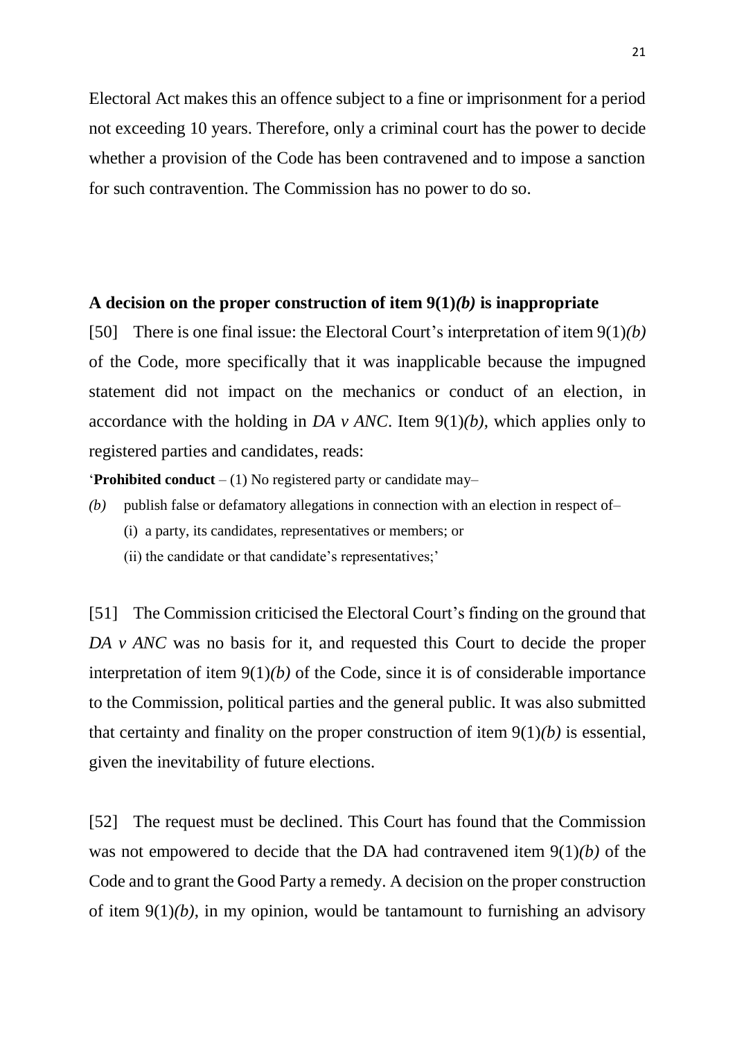Electoral Act makes this an offence subject to a fine or imprisonment for a period not exceeding 10 years. Therefore, only a criminal court has the power to decide whether a provision of the Code has been contravened and to impose a sanction for such contravention. The Commission has no power to do so.

## A decision on the proper construction of item 9(1)*(b)* is inappropriate

[50] There is one final issue: the Electoral Court's interpretation of item 9(1)*(b)* of the Code, more specifically that it was inapplicable because the impugned statement did not impact on the mechanics or conduct of an election, in accordance with the holding in *DA v ANC*. Item 9(1)*(b)*, which applies only to registered parties and candidates, reads:

'**Prohibited conduct** – (1) No registered party or candidate may–

*(b)* publish false or defamatory allegations in connection with an election in respect of–

(i) a party, its candidates, representatives or members; or

(ii) the candidate or that candidate's representatives;'

[51] The Commission criticised the Electoral Court's finding on the ground that *DA v ANC* was no basis for it, and requested this Court to decide the proper interpretation of item 9(1)*(b)* of the Code, since it is of considerable importance to the Commission, political parties and the general public. It was also submitted that certainty and finality on the proper construction of item 9(1)*(b)* is essential, given the inevitability of future elections.

[52] The request must be declined. This Court has found that the Commission was not empowered to decide that the DA had contravened item 9(1)*(b)* of the Code and to grant the Good Party a remedy. A decision on the proper construction of item 9(1)*(b)*, in my opinion, would be tantamount to furnishing an advisory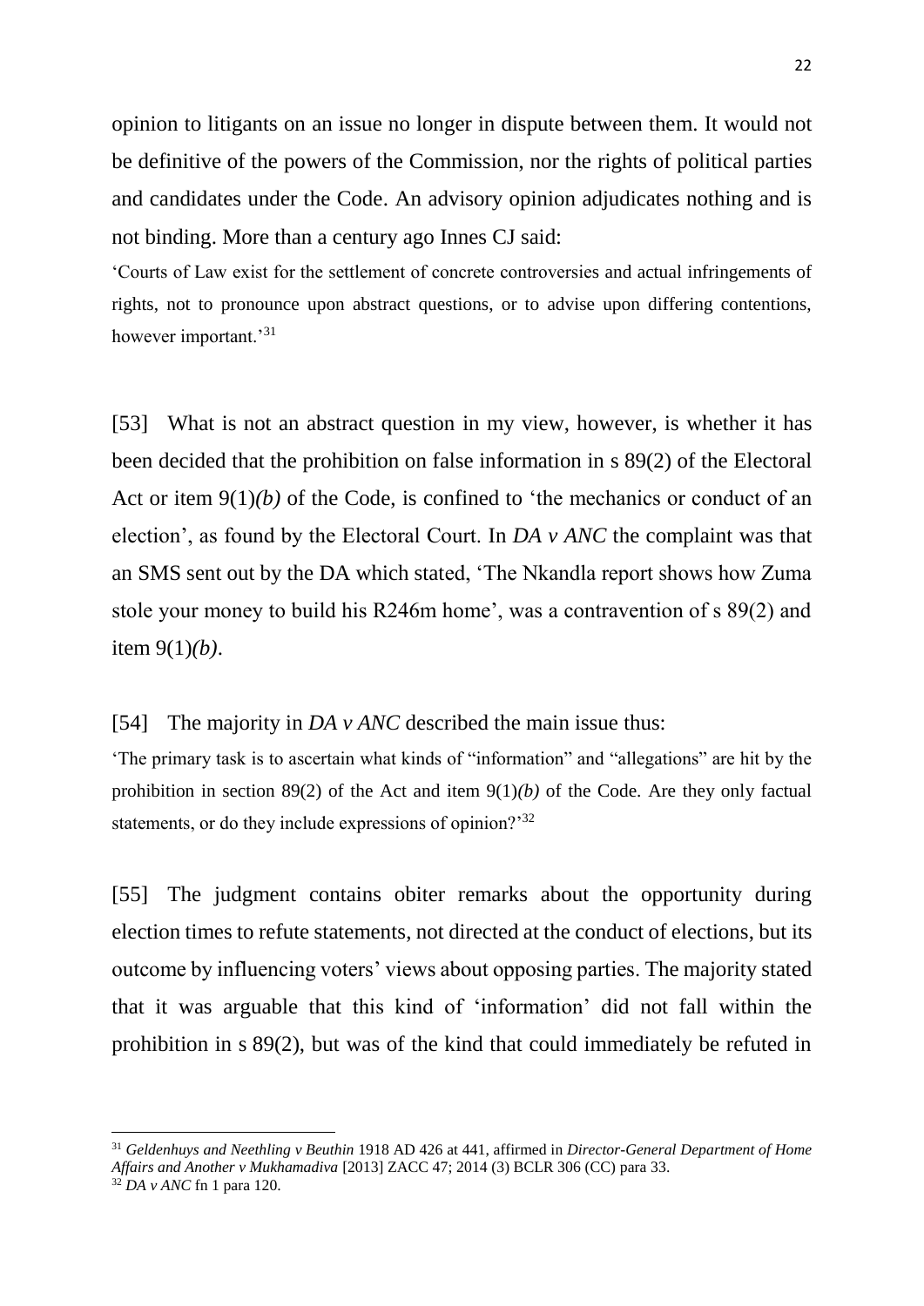opinion to litigants on an issue no longer in dispute between them. It would not be definitive of the powers of the Commission, nor the rights of political parties and candidates under the Code. An advisory opinion adjudicates nothing and is not binding. More than a century ago Innes CJ said:

> 'Courts of Law exist for the settlement of concrete controversies and actual infringements of rights, not to pronounce upon abstract questions, or to advise upon differing contentions, however important.'[31]

[53] What is not an abstract question in my view, however, is whether it has been decided that the prohibition on false information in s 89(2) of the Electoral Act or item 9(1)*(b)* of the Code, is confined to 'the mechanics or conduct of an election', as found by the Electoral Court. In *DA v ANC* the complaint was that an SMS sent out by the DA which stated, 'The Nkandla report shows how Zuma stole your money to build his R246m home', was a contravention of s 89(2) and item 9(1)*(b)*.

[54] The majority in *DA v ANC* described the main issue thus:

> 'The primary task is to ascertain what kinds of "information" and "allegations" are hit by the prohibition in section 89(2) of the Act and item 9(1)*(b)* of the Code. Are they only factual statements, or do they include expressions of opinion?'[32]

[55] The judgment contains obiter remarks about the opportunity during election times to refute statements, not directed at the conduct of elections, but its outcome by influencing voters' views about opposing parties. The majority stated that it was arguable that this kind of 'information' did not fall within the prohibition in s 89(2), but was of the kind that could immediately be refuted in

---

[31] *Geldenhuys and Neethling v Beuthin* 1918 AD 426 at 441, affirmed in *Director-General Department of Home Affairs and Another v Mukhamadiva* [2013] ZACC 47; 2014 (3) BCLR 306 (CC) para 33.

[32] *DA v ANC* fn 1 para 120.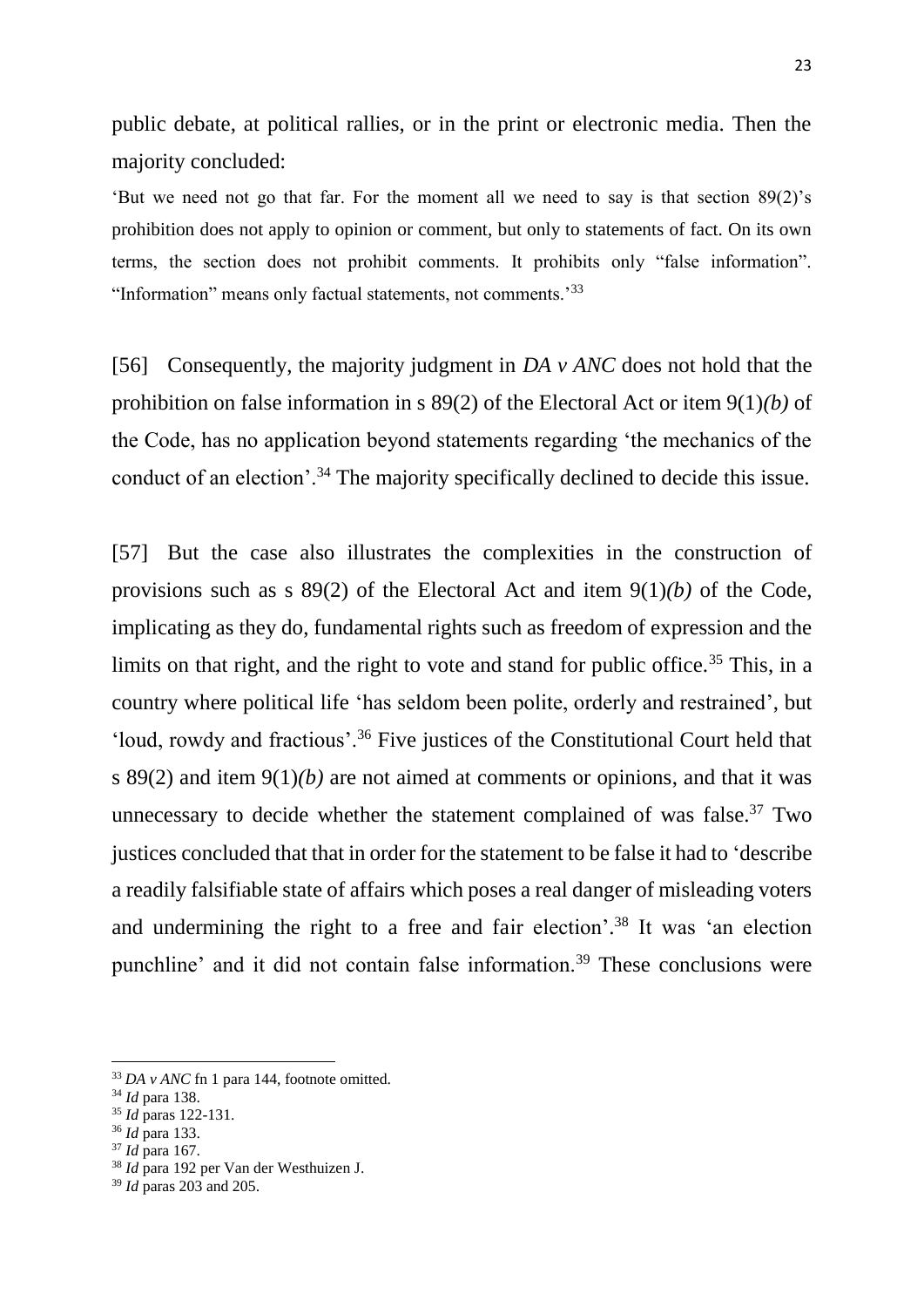public debate, at political rallies, or in the print or electronic media. Then the majority concluded:

'But we need not go that far. For the moment all we need to say is that section 89(2)'s prohibition does not apply to opinion or comment, but only to statements of fact. On its own terms, the section does not prohibit comments. It prohibits only "false information". "Information" means only factual statements, not comments.'[33]

[56] Consequently, the majority judgment in *DA v ANC* does not hold that the prohibition on false information in s 89(2) of the Electoral Act or item 9(1)*(b)* of the Code, has no application beyond statements regarding 'the mechanics of the conduct of an election'.[34] The majority specifically declined to decide this issue.

[57] But the case also illustrates the complexities in the construction of provisions such as s 89(2) of the Electoral Act and item 9(1)*(b)* of the Code, implicating as they do, fundamental rights such as freedom of expression and the limits on that right, and the right to vote and stand for public office.[35] This, in a country where political life 'has seldom been polite, orderly and restrained', but 'loud, rowdy and fractious'.[36] Five justices of the Constitutional Court held that s 89(2) and item 9(1)*(b)* are not aimed at comments or opinions, and that it was unnecessary to decide whether the statement complained of was false.[37] Two justices concluded that that in order for the statement to be false it had to 'describe a readily falsifiable state of affairs which poses a real danger of misleading voters and undermining the right to a free and fair election'.[38] It was 'an election punchline' and it did not contain false information.[39] These conclusions were

---

[33] *DA v ANC* fn 1 para 144, footnote omitted.
[34] *Id* para 138.
[35] *Id* paras 122-131.
[36] *Id* para 133.
[37] *Id* para 167.
[38] *Id* para 192 per Van der Westhuizen J.
[39] *Id* paras 203 and 205.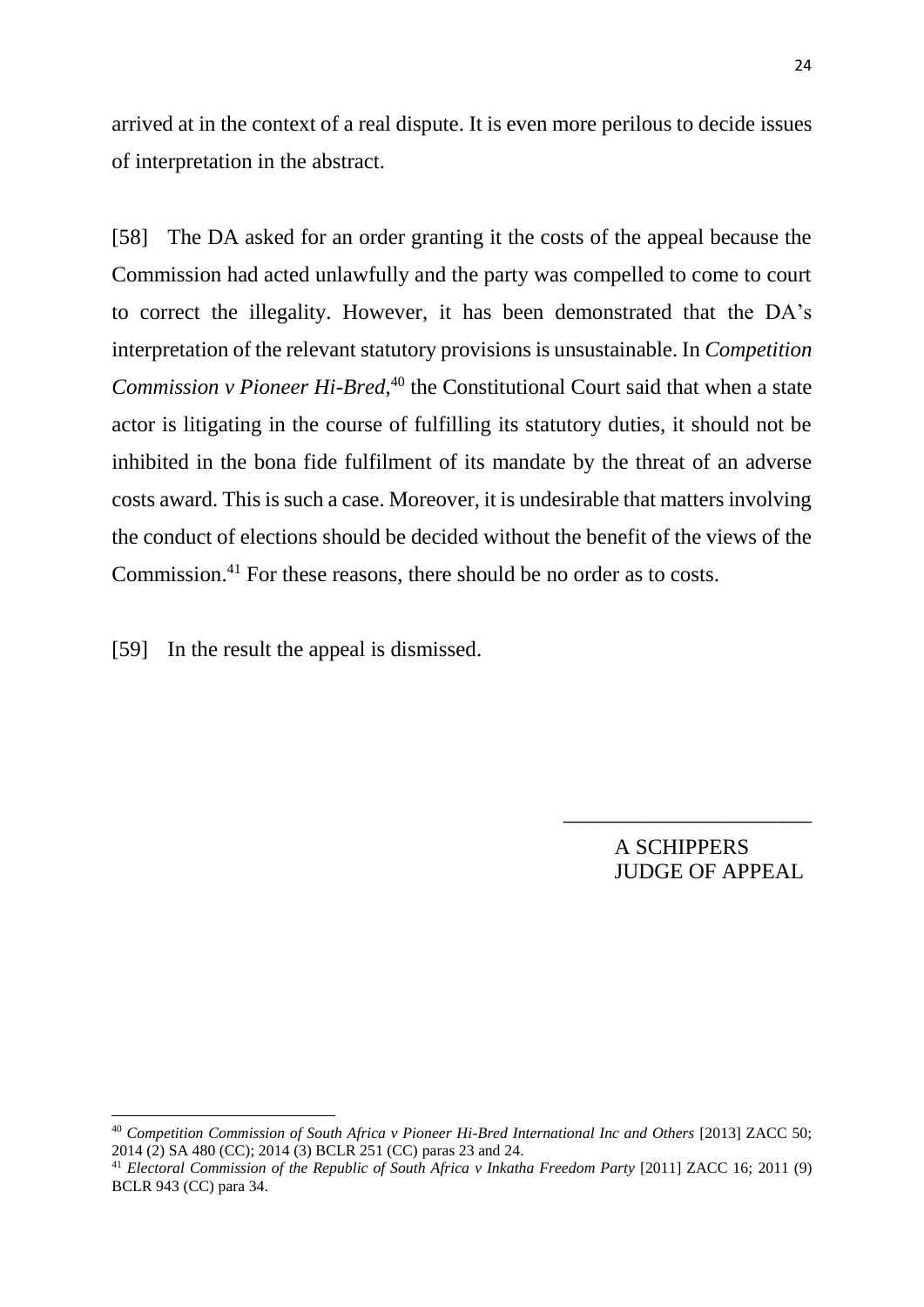arrived at in the context of a real dispute. It is even more perilous to decide issues of interpretation in the abstract.

[58] The DA asked for an order granting it the costs of the appeal because the Commission had acted unlawfully and the party was compelled to come to court to correct the illegality. However, it has been demonstrated that the DA's interpretation of the relevant statutory provisions is unsustainable. In *Competition Commission v Pioneer Hi-Bred*,[40] the Constitutional Court said that when a state actor is litigating in the course of fulfilling its statutory duties, it should not be inhibited in the bona fide fulfilment of its mandate by the threat of an adverse costs award. This is such a case. Moreover, it is undesirable that matters involving the conduct of elections should be decided without the benefit of the views of the Commission.[41] For these reasons, there should be no order as to costs.

[59] In the result the appeal is dismissed.

\_\_\_\_\_\_\_\_\_\_\_\_\_\_\_\_\_\_\_\_\_\_\_

A SCHIPPERS
JUDGE OF APPEAL

---

[40] *Competition Commission of South Africa v Pioneer Hi-Bred International Inc and Others* [2013] ZACC 50; 2014 (2) SA 480 (CC); 2014 (3) BCLR 251 (CC) paras 23 and 24.

[41] *Electoral Commission of the Republic of South Africa v Inkatha Freedom Party* [2011] ZACC 16; 2011 (9) BCLR 943 (CC) para 34.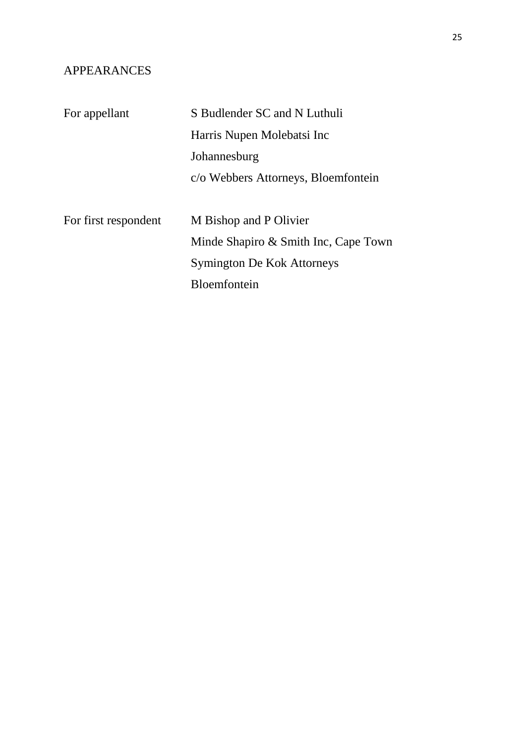APPEARANCES

| | |
|---|---|
| For appellant | S Budlender SC and N Luthuli |
| | Harris Nupen Molebatsi Inc |
| | Johannesburg |
| | c/o Webbers Attorneys, Bloemfontein |
| | |
| For first respondent | M Bishop and P Olivier |
| | Minde Shapiro & Smith Inc, Cape Town |
| | Symington De Kok Attorneys |
| | Bloemfontein |